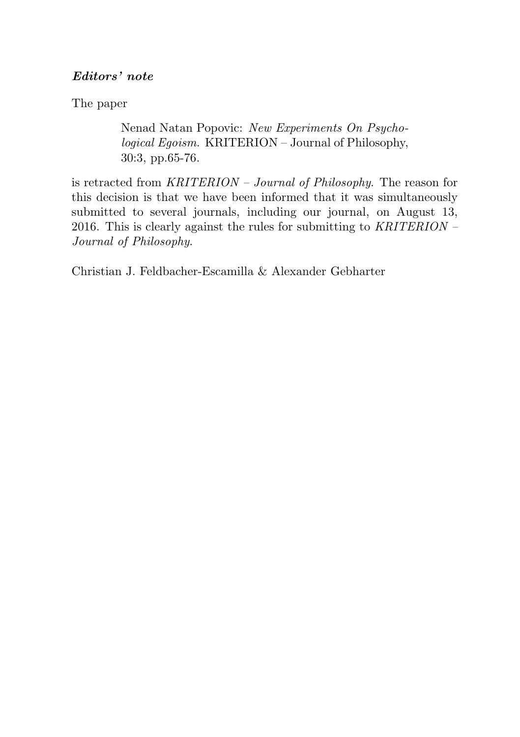***Editors' note***

The paper

> Nenad Natan Popovic: *New Experiments On Psychological Egoism.* KRITERION – Journal of Philosophy, 30:3, pp.65-76.

is retracted from *KRITERION – Journal of Philosophy*. The reason for this decision is that we have been informed that it was simultaneously submitted to several journals, including our journal, on August 13, 2016. This is clearly against the rules for submitting to *KRITERION – Journal of Philosophy*.

Christian J. Feldbacher-Escamilla & Alexander Gebharter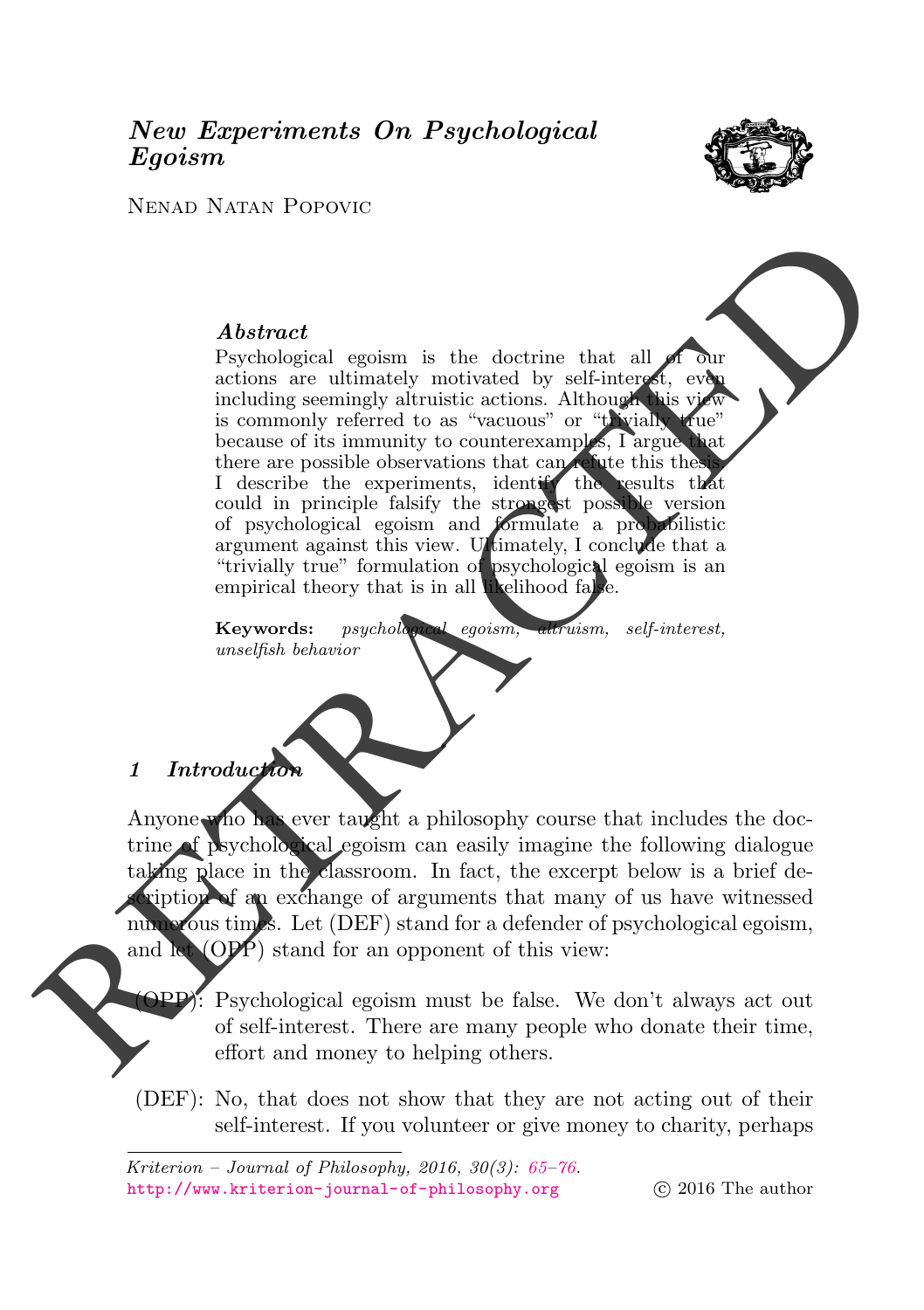# *New Experiments On Psychological Egoism*

Nenad Natan Popovic

### *Abstract*

Psychological egoism is the doctrine that all of our actions are ultimately motivated by self-interest, even including seemingly altruistic actions. Although this view is commonly referred to as "vacuous" or "trivially true" because of its immunity to counterexamples, I argue that there are possible observations that can refute this thesis. I describe the experiments, identify the results that could in principle falsify the strongest possible version of psychological egoism and formulate a probabilistic argument against this view. Ultimately, I conclude that a "trivially true" formulation of psychological egoism is an empirical theory that is in all likelihood false.

**Keywords:** *psychological egoism, altruism, self-interest, unselfish behavior*

## 1 Introduction

Anyone who has ever taught a philosophy course that includes the doctrine of psychological egoism can easily imagine the following dialogue taking place in the classroom. In fact, the excerpt below is a brief description of an exchange of arguments that many of us have witnessed numerous times. Let (DEF) stand for a defender of psychological egoism, and let (OPP) stand for an opponent of this view:

(OPP): Psychological egoism must be false. We don't always act out of self-interest. There are many people who donate their time, effort and money to helping others.

(DEF): No, that does not show that they are not acting out of their self-interest. If you volunteer or give money to charity, perhaps

RETRACTED

*Kriterion – Journal of Philosophy, 2016, 30(3): 65–76.*
http://www.kriterion-journal-of-philosophy.org © 2016 The author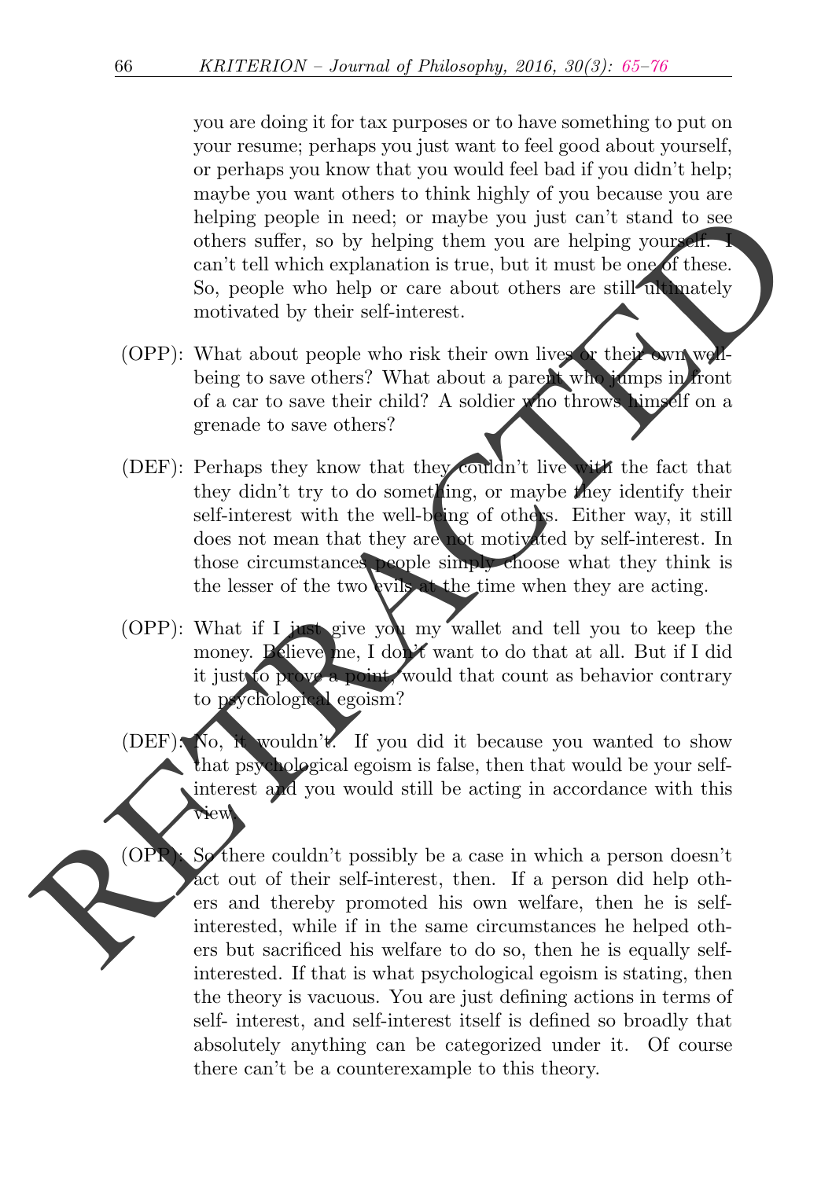you are doing it for tax purposes or to have something to put on your resume; perhaps you just want to feel good about yourself, or perhaps you know that you would feel bad if you didn't help; maybe you want others to think highly of you because you are helping people in need; or maybe you just can't stand to see others suffer, so by helping them you are helping yourself. I can't tell which explanation is true, but it must be one of these. So, people who help or care about others are still ultimately motivated by their self-interest.

(OPP): What about people who risk their own lives or their own well-being to save others? What about a parent who jumps in front of a car to save their child? A soldier who throws himself on a grenade to save others?

(DEF): Perhaps they know that they couldn't live with the fact that they didn't try to do something, or maybe they identify their self-interest with the well-being of others. Either way, it still does not mean that they are not motivated by self-interest. In those circumstances people simply choose what they think is the lesser of the two evils at the time when they are acting.

(OPP): What if I just give you my wallet and tell you to keep the money. Believe me, I don't want to do that at all. But if I did it just to prove a point, would that count as behavior contrary to psychological egoism?

(DEF): No, it wouldn't. If you did it because you wanted to show that psychological egoism is false, then that would be your self-interest and you would still be acting in accordance with this view.

(OPP): So there couldn't possibly be a case in which a person doesn't act out of their self-interest, then. If a person did help others and thereby promoted his own welfare, then he is self-interested, while if in the same circumstances he helped others but sacrificed his welfare to do so, then he is equally self-interested. If that is what psychological egoism is stating, then the theory is vacuous. You are just defining actions in terms of self- interest, and self-interest itself is defined so broadly that absolutely anything can be categorized under it. Of course there can't be a counterexample to this theory.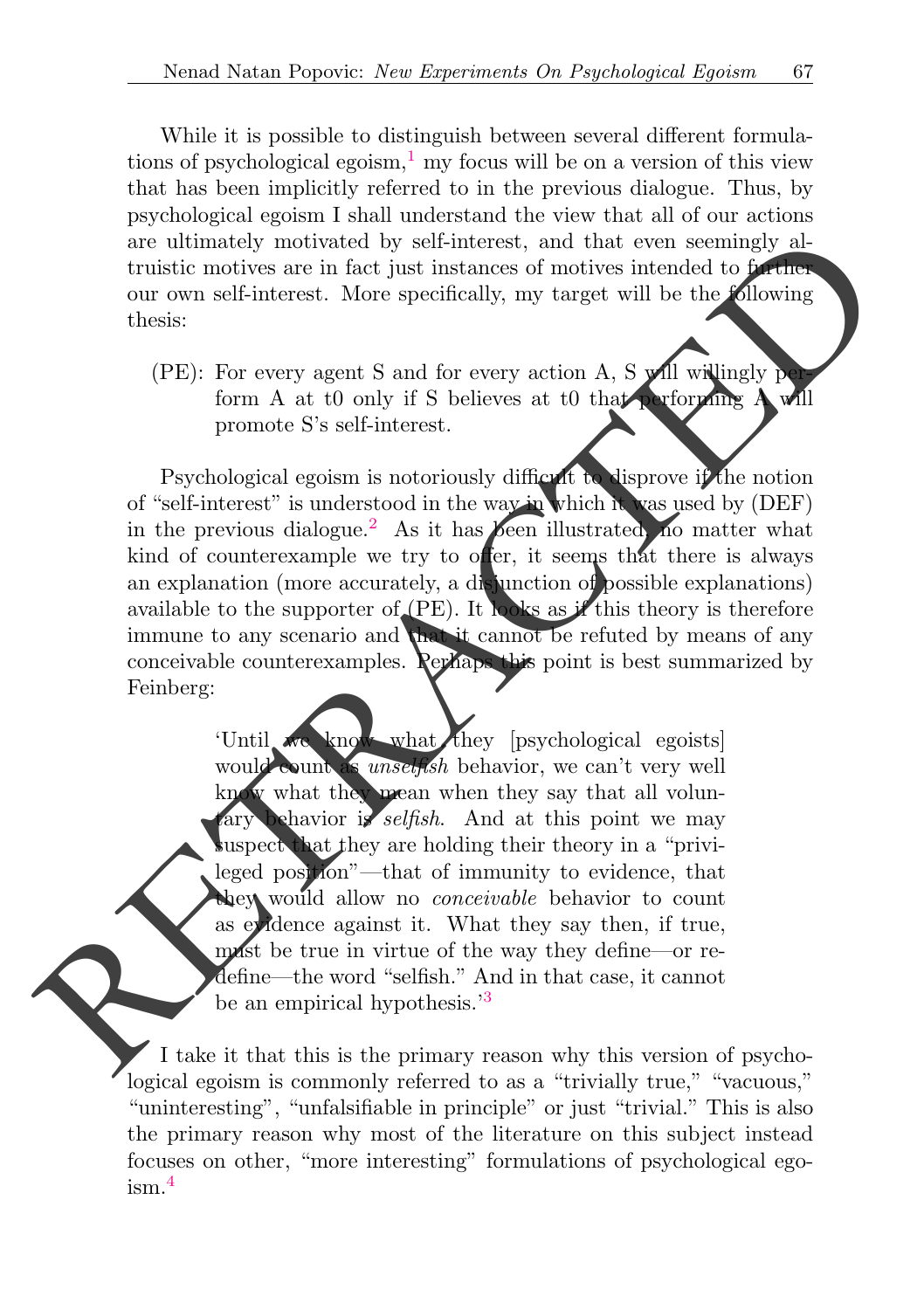While it is possible to distinguish between several different formulations of psychological egoism,[1] my focus will be on a version of this view that has been implicitly referred to in the previous dialogue. Thus, by psychological egoism I shall understand the view that all of our actions are ultimately motivated by self-interest, and that even seemingly altruistic motives are in fact just instances of motives intended to further our own self-interest. More specifically, my target will be the following thesis:

(PE): For every agent S and for every action A, S will willingly perform A at t0 only if S believes at t0 that performing A will promote S's self-interest.

Psychological egoism is notoriously difficult to disprove if the notion of "self-interest" is understood in the way in which it was used by (DEF) in the previous dialogue.[2] As it has been illustrated, no matter what kind of counterexample we try to offer, it seems that there is always an explanation (more accurately, a disjunction of possible explanations) available to the supporter of (PE). It looks as if this theory is therefore immune to any scenario and that it cannot be refuted by means of any conceivable counterexamples. Perhaps this point is best summarized by Feinberg:

> 'Until we know what they [psychological egoists] would count as *unselfish* behavior, we can't very well know what they mean when they say that all voluntary behavior is *selfish*. And at this point we may suspect that they are holding their theory in a "privileged position"—that of immunity to evidence, that they would allow no *conceivable* behavior to count as evidence against it. What they say then, if true, must be true in virtue of the way they define—or redefine—the word "selfish." And in that case, it cannot be an empirical hypothesis.'[3]

I take it that this is the primary reason why this version of psychological egoism is commonly referred to as a "trivially true," "vacuous," "uninteresting", "unfalsifiable in principle" or just "trivial." This is also the primary reason why most of the literature on this subject instead focuses on other, "more interesting" formulations of psychological egoism.[4]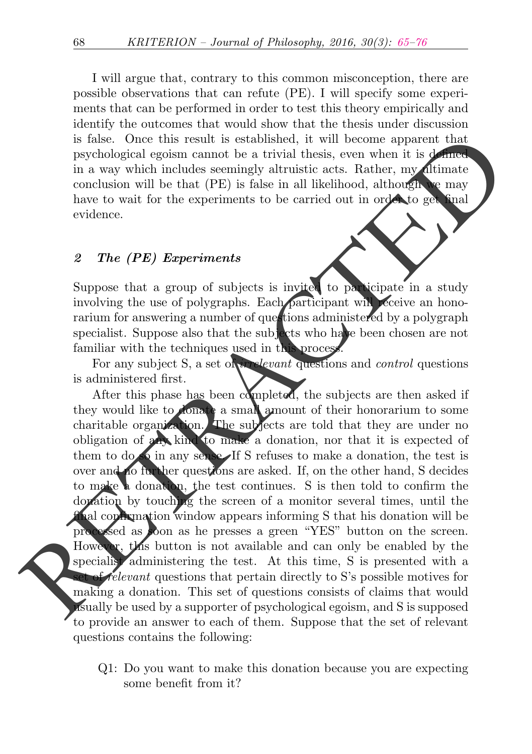I will argue that, contrary to this common misconception, there are possible observations that can refute (PE). I will specify some experiments that can be performed in order to test this theory empirically and identify the outcomes that would show that the thesis under discussion is false. Once this result is established, it will become apparent that psychological egoism cannot be a trivial thesis, even when it is defined in a way which includes seemingly altruistic acts. Rather, my ultimate conclusion will be that (PE) is false in all likelihood, although we may have to wait for the experiments to be carried out in order to get final evidence.

## 2 *The (PE) Experiments*

Suppose that a group of subjects is invited to participate in a study involving the use of polygraphs. Each participant will receive an honorarium for answering a number of questions administered by a polygraph specialist. Suppose also that the subjects who have been chosen are not familiar with the techniques used in this process.

For any subject S, a set of *irrelevant* questions and *control* questions is administered first.

After this phase has been completed, the subjects are then asked if they would like to donate a small amount of their honorarium to some charitable organization. The subjects are told that they are under no obligation of any kind to make a donation, nor that it is expected of them to do so in any sense. If S refuses to make a donation, the test is over and no further questions are asked. If, on the other hand, S decides to make a donation, the test continues. S is then told to confirm the donation by touching the screen of a monitor several times, until the final confirmation window appears informing S that his donation will be processed as soon as he presses a green "YES" button on the screen. However, this button is not available and can only be enabled by the specialist administering the test. At this time, S is presented with a set of *relevant* questions that pertain directly to S's possible motives for making a donation. This set of questions consists of claims that would usually be used by a supporter of psychological egoism, and S is supposed to provide an answer to each of them. Suppose that the set of relevant questions contains the following:

Q1: Do you want to make this donation because you are expecting some benefit from it?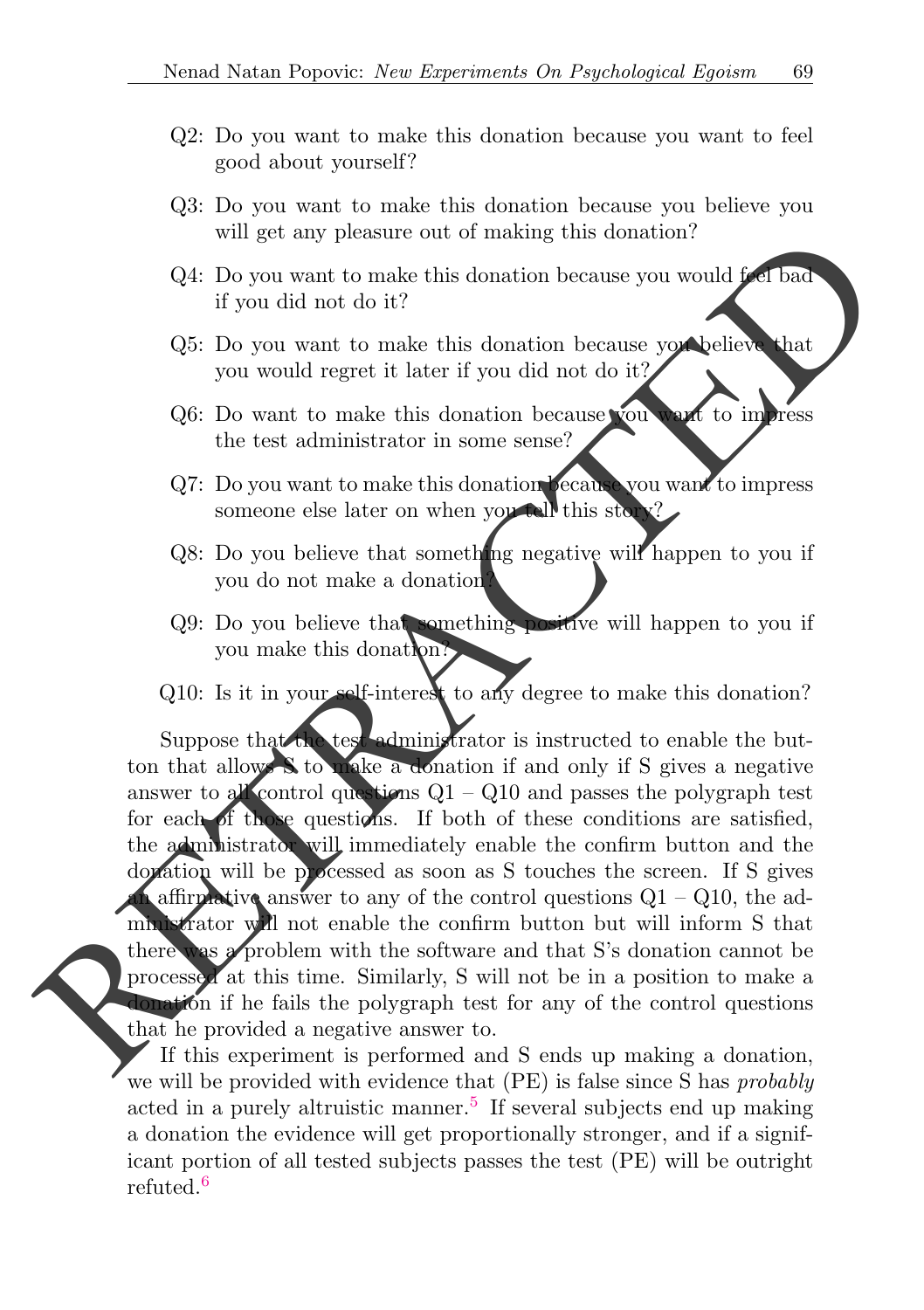Q2: Do you want to make this donation because you want to feel good about yourself?

Q3: Do you want to make this donation because you believe you will get any pleasure out of making this donation?

Q4: Do you want to make this donation because you would feel bad if you did not do it?

Q5: Do you want to make this donation because you believe that you would regret it later if you did not do it?

Q6: Do want to make this donation because you want to impress the test administrator in some sense?

Q7: Do you want to make this donation because you want to impress someone else later on when you tell this story?

Q8: Do you believe that something negative will happen to you if you do not make a donation?

Q9: Do you believe that something positive will happen to you if you make this donation?

Q10: Is it in your self-interest to any degree to make this donation?

Suppose that the test administrator is instructed to enable the button that allows S to make a donation if and only if S gives a negative answer to all control questions Q1 – Q10 and passes the polygraph test for each of those questions. If both of these conditions are satisfied, the administrator will immediately enable the confirm button and the donation will be processed as soon as S touches the screen. If S gives an affirmative answer to any of the control questions Q1 – Q10, the administrator will not enable the confirm button but will inform S that there was a problem with the software and that S's donation cannot be processed at this time. Similarly, S will not be in a position to make a donation if he fails the polygraph test for any of the control questions that he provided a negative answer to.

If this experiment is performed and S ends up making a donation, we will be provided with evidence that (PE) is false since S has *probably* acted in a purely altruistic manner.[5] If several subjects end up making a donation the evidence will get proportionally stronger, and if a significant portion of all tested subjects passes the test (PE) will be outright refuted.[6]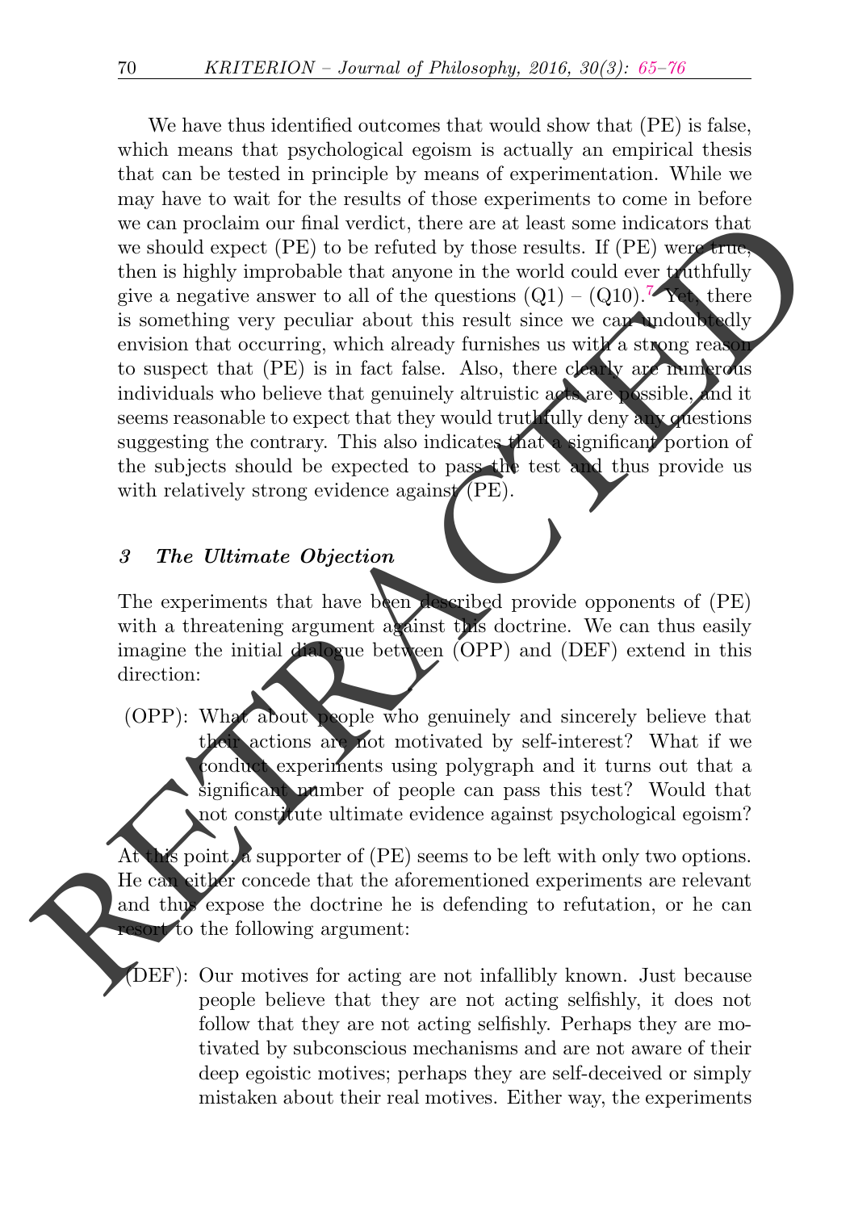We have thus identified outcomes that would show that (PE) is false, which means that psychological egoism is actually an empirical thesis that can be tested in principle by means of experimentation. While we may have to wait for the results of those experiments to come in before we can proclaim our final verdict, there are at least some indicators that we should expect (PE) to be refuted by those results. If (PE) were true, then is highly improbable that anyone in the world could ever truthfully give a negative answer to all of the questions (Q1) – (Q10).[7] Yet, there is something very peculiar about this result since we can undoubtedly envision that occurring, which already furnishes us with a strong reason to suspect that (PE) is in fact false. Also, there clearly are numerous individuals who believe that genuinely altruistic acts are possible, and it seems reasonable to expect that they would truthfully deny any questions suggesting the contrary. This also indicates that a significant portion of the subjects should be expected to pass the test and thus provide us with relatively strong evidence against (PE).

## 3 The Ultimate Objection

The experiments that have been described provide opponents of (PE) with a threatening argument against this doctrine. We can thus easily imagine the initial dialogue between (OPP) and (DEF) extend in this direction:

(OPP): What about people who genuinely and sincerely believe that their actions are not motivated by self-interest? What if we conduct experiments using polygraph and it turns out that a significant number of people can pass this test? Would that not constitute ultimate evidence against psychological egoism?

At this point, a supporter of (PE) seems to be left with only two options. He can either concede that the aforementioned experiments are relevant and thus expose the doctrine he is defending to refutation, or he can resort to the following argument:

(DEF): Our motives for acting are not infallibly known. Just because people believe that they are not acting selfishly, it does not follow that they are not acting selfishly. Perhaps they are motivated by subconscious mechanisms and are not aware of their deep egoistic motives; perhaps they are self-deceived or simply mistaken about their real motives. Either way, the experiments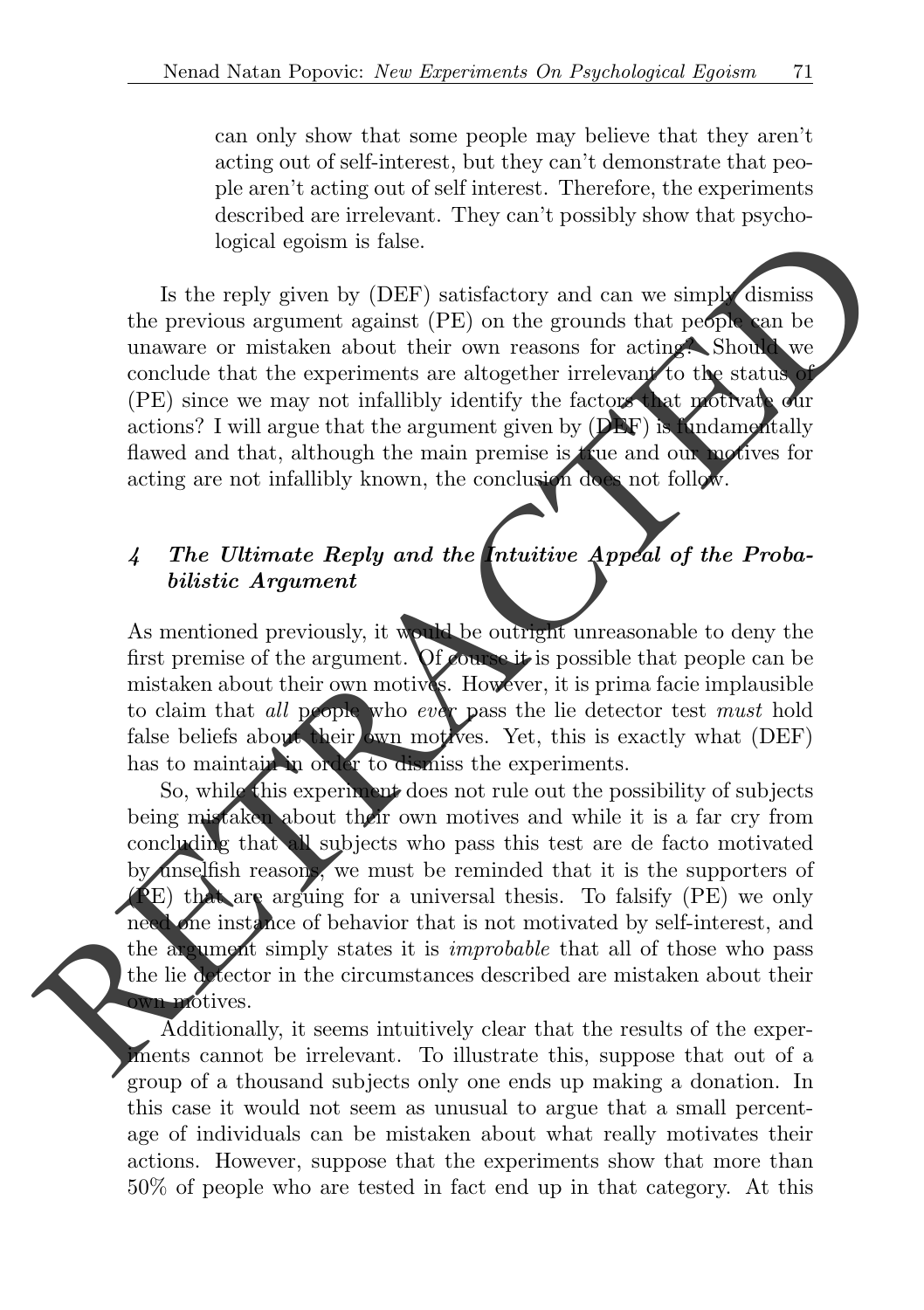can only show that some people may believe that they aren't acting out of self-interest, but they can't demonstrate that people aren't acting out of self interest. Therefore, the experiments described are irrelevant. They can't possibly show that psychological egoism is false.

Is the reply given by (DEF) satisfactory and can we simply dismiss the previous argument against (PE) on the grounds that people can be unaware or mistaken about their own reasons for acting? Should we conclude that the experiments are altogether irrelevant to the status of (PE) since we may not infallibly identify the factors that motivate our actions? I will argue that the argument given by (DEF) is fundamentally flawed and that, although the main premise is true and our motives for acting are not infallibly known, the conclusion does not follow.

## 4 *The Ultimate Reply and the Intuitive Appeal of the Probabilistic Argument*

As mentioned previously, it would be outright unreasonable to deny the first premise of the argument. Of course it is possible that people can be mistaken about their own motives. However, it is prima facie implausible to claim that *all* people who *ever* pass the lie detector test *must* hold false beliefs about their own motives. Yet, this is exactly what (DEF) has to maintain in order to dismiss the experiments.

So, while this experiment does not rule out the possibility of subjects being mistaken about their own motives and while it is a far cry from concluding that all subjects who pass this test are de facto motivated by unselfish reasons, we must be reminded that it is the supporters of (PE) that are arguing for a universal thesis. To falsify (PE) we only need one instance of behavior that is not motivated by self-interest, and the argument simply states it is *improbable* that all of those who pass the lie detector in the circumstances described are mistaken about their own motives.

Additionally, it seems intuitively clear that the results of the experiments cannot be irrelevant. To illustrate this, suppose that out of a group of a thousand subjects only one ends up making a donation. In this case it would not seem as unusual to argue that a small percentage of individuals can be mistaken about what really motivates their actions. However, suppose that the experiments show that more than 50% of people who are tested in fact end up in that category. At this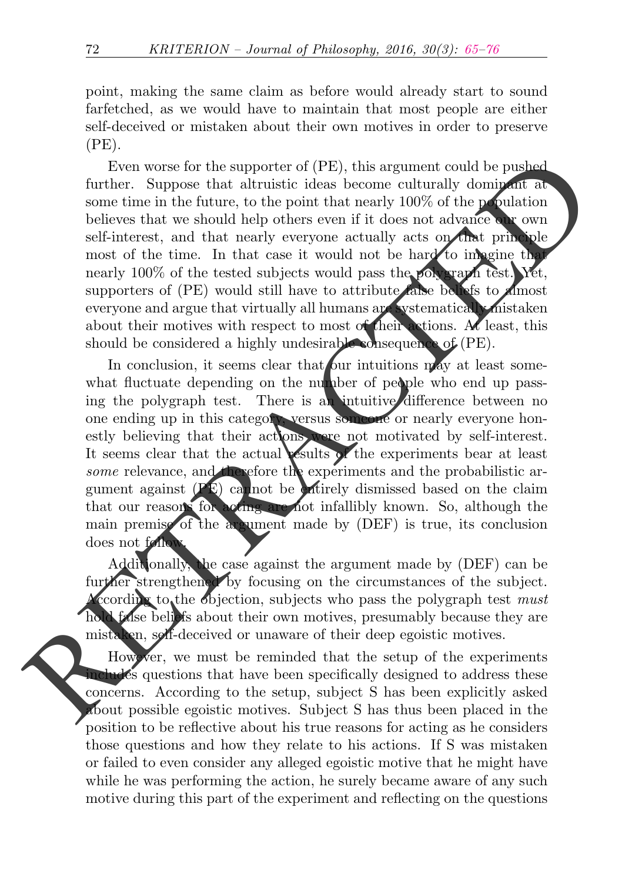point, making the same claim as before would already start to sound farfetched, as we would have to maintain that most people are either self-deceived or mistaken about their own motives in order to preserve (PE).

Even worse for the supporter of (PE), this argument could be pushed further. Suppose that altruistic ideas become culturally dominant at some time in the future, to the point that nearly 100% of the population believes that we should help others even if it does not advance our own self-interest, and that nearly everyone actually acts on that principle most of the time. In that case it would not be hard to imagine that nearly 100% of the tested subjects would pass the polygraph test. Yet, supporters of (PE) would still have to attribute false beliefs to almost everyone and argue that virtually all humans are systematically mistaken about their motives with respect to most of their actions. At least, this should be considered a highly undesirable consequence of (PE).

In conclusion, it seems clear that our intuitions may at least somewhat fluctuate depending on the number of people who end up passing the polygraph test. There is an intuitive difference between no one ending up in this category, versus someone or nearly everyone honestly believing that their actions were not motivated by self-interest. It seems clear that the actual results of the experiments bear at least *some* relevance, and therefore the experiments and the probabilistic argument against (PE) cannot be entirely dismissed based on the claim that our reasons for acting are not infallibly known. So, although the main premise of the argument made by (DEF) is true, its conclusion does not follow.

Additionally, the case against the argument made by (DEF) can be further strengthened by focusing on the circumstances of the subject. According to the objection, subjects who pass the polygraph test *must* hold false beliefs about their own motives, presumably because they are mistaken, self-deceived or unaware of their deep egoistic motives.

However, we must be reminded that the setup of the experiments includes questions that have been specifically designed to address these concerns. According to the setup, subject S has been explicitly asked about possible egoistic motives. Subject S has thus been placed in the position to be reflective about his true reasons for acting as he considers those questions and how they relate to his actions. If S was mistaken or failed to even consider any alleged egoistic motive that he might have while he was performing the action, he surely became aware of any such motive during this part of the experiment and reflecting on the questions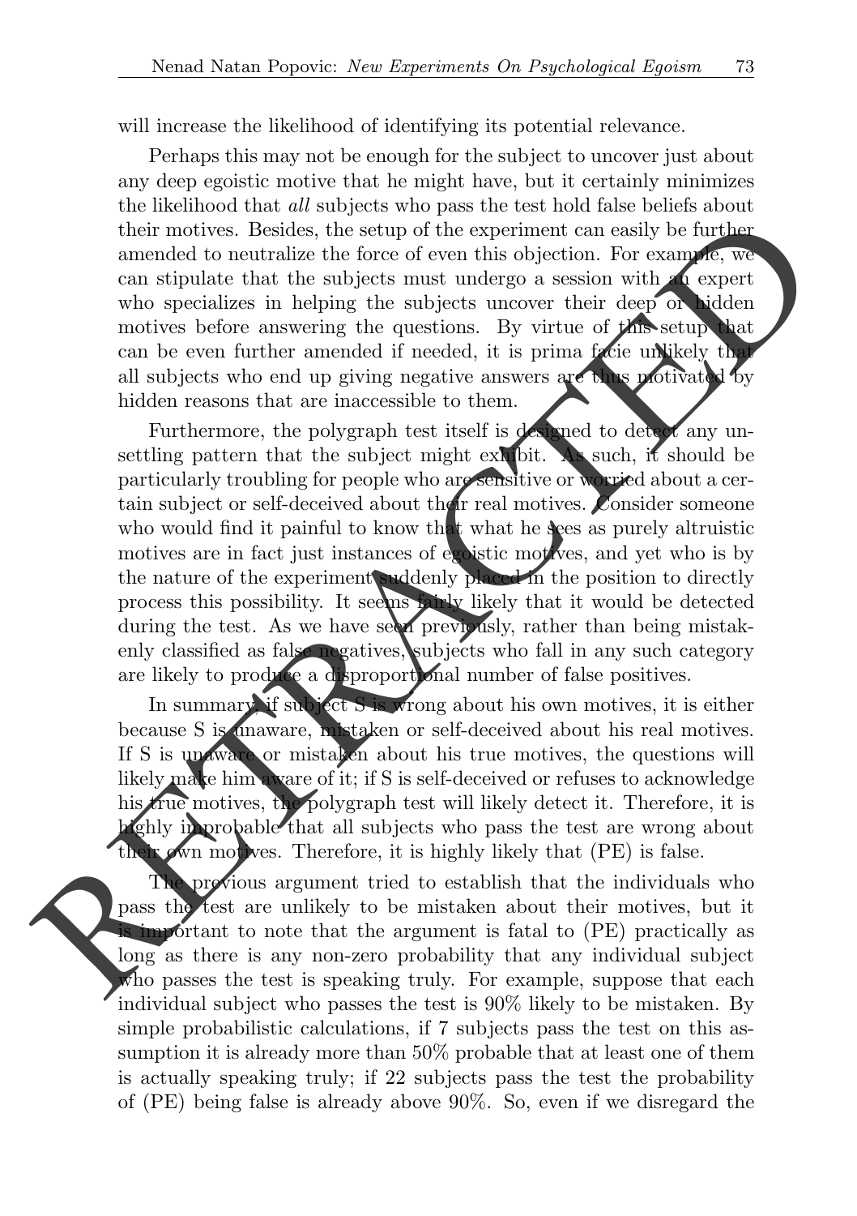will increase the likelihood of identifying its potential relevance.

Perhaps this may not be enough for the subject to uncover just about any deep egoistic motive that he might have, but it certainly minimizes the likelihood that *all* subjects who pass the test hold false beliefs about their motives. Besides, the setup of the experiment can easily be further amended to neutralize the force of even this objection. For example, we can stipulate that the subjects must undergo a session with an expert who specializes in helping the subjects uncover their deep or hidden motives before answering the questions. By virtue of this setup that can be even further amended if needed, it is prima facie unlikely that all subjects who end up giving negative answers are thus motivated by hidden reasons that are inaccessible to them.

Furthermore, the polygraph test itself is designed to detect any unsettling pattern that the subject might exhibit. As such, it should be particularly troubling for people who are sensitive or worried about a certain subject or self-deceived about their real motives. Consider someone who would find it painful to know that what he sees as purely altruistic motives are in fact just instances of egoistic motives, and yet who is by the nature of the experiment suddenly placed in the position to directly process this possibility. It seems fairly likely that it would be detected during the test. As we have seen previously, rather than being mistakenly classified as false negatives, subjects who fall in any such category are likely to produce a disproportional number of false positives.

In summary, if subject S is wrong about his own motives, it is either because S is unaware, mistaken or self-deceived about his real motives. If S is unaware or mistaken about his true motives, the questions will likely make him aware of it; if S is self-deceived or refuses to acknowledge his true motives, the polygraph test will likely detect it. Therefore, it is highly improbable that all subjects who pass the test are wrong about their own motives. Therefore, it is highly likely that (PE) is false.

The previous argument tried to establish that the individuals who pass the test are unlikely to be mistaken about their motives, but it is important to note that the argument is fatal to (PE) practically as long as there is any non-zero probability that any individual subject who passes the test is speaking truly. For example, suppose that each individual subject who passes the test is 90% likely to be mistaken. By simple probabilistic calculations, if 7 subjects pass the test on this assumption it is already more than 50% probable that at least one of them is actually speaking truly; if 22 subjects pass the test the probability of (PE) being false is already above 90%. So, even if we disregard the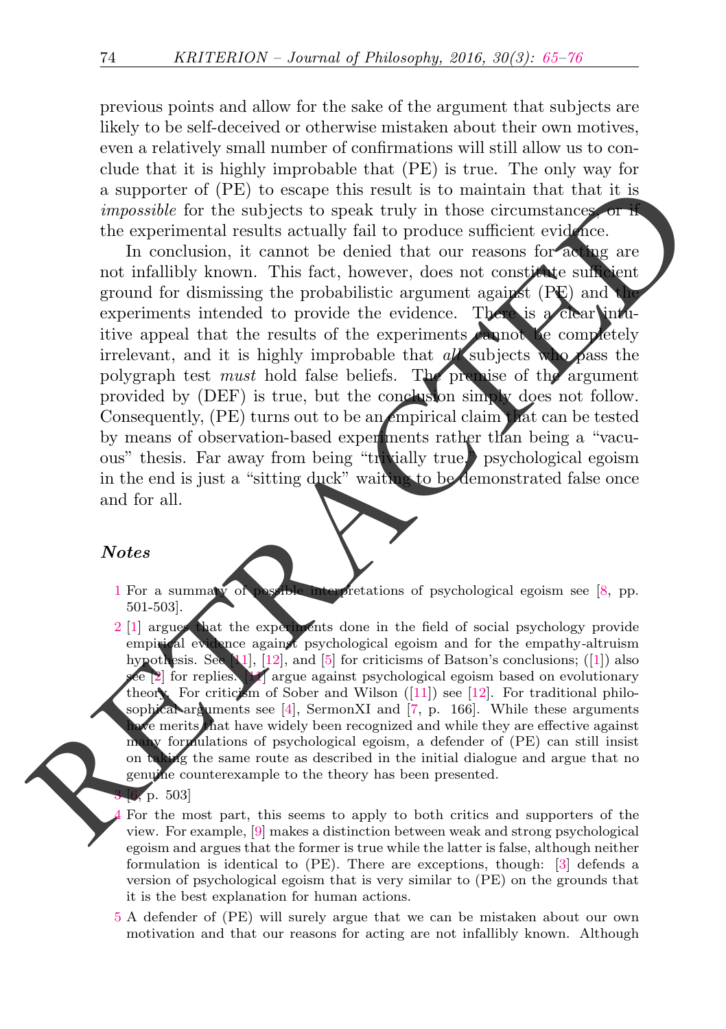previous points and allow for the sake of the argument that subjects are likely to be self-deceived or otherwise mistaken about their own motives, even a relatively small number of confirmations will still allow us to conclude that it is highly improbable that (PE) is true. The only way for a supporter of (PE) to escape this result is to maintain that that it is *impossible* for the subjects to speak truly in those circumstances, or if the experimental results actually fail to produce sufficient evidence.

In conclusion, it cannot be denied that our reasons for acting are not infallibly known. This fact, however, does not constitute sufficient ground for dismissing the probabilistic argument against (PE) and the experiments intended to provide the evidence. There is a clear intuitive appeal that the results of the experiments cannot be completely irrelevant, and it is highly improbable that *all* subjects who pass the polygraph test *must* hold false beliefs. The premise of the argument provided by (DEF) is true, but the conclusion simply does not follow. Consequently, (PE) turns out to be an empirical claim that can be tested by means of observation-based experiments rather than being a "vacuous" thesis. Far away from being "trivially true," psychological egoism in the end is just a "sitting duck" waiting to be demonstrated false once and for all.

### *Notes*

1 For a summary of possible interpretations of psychological egoism see [8, pp. 501-503].

2 [1] argues that the experiments done in the field of social psychology provide empirical evidence against psychological egoism and for the empathy-altruism hypothesis. See [11], [12], and [5] for criticisms of Batson's conclusions; ([1]) also see [2] for replies. [11] argue against psychological egoism based on evolutionary theory. For criticism of Sober and Wilson ([11]) see [12]. For traditional philosophical arguments see [4], SermonXI and [7, p. 166]. While these arguments have merits that have widely been recognized and while they are effective against many formulations of psychological egoism, a defender of (PE) can still insist on taking the same route as described in the initial dialogue and argue that no genuine counterexample to the theory has been presented.

3 [6, p. 503]

4 For the most part, this seems to apply to both critics and supporters of the view. For example, [9] makes a distinction between weak and strong psychological egoism and argues that the former is true while the latter is false, although neither formulation is identical to (PE). There are exceptions, though: [3] defends a version of psychological egoism that is very similar to (PE) on the grounds that it is the best explanation for human actions.

5 A defender of (PE) will surely argue that we can be mistaken about our own motivation and that our reasons for acting are not infallibly known. Although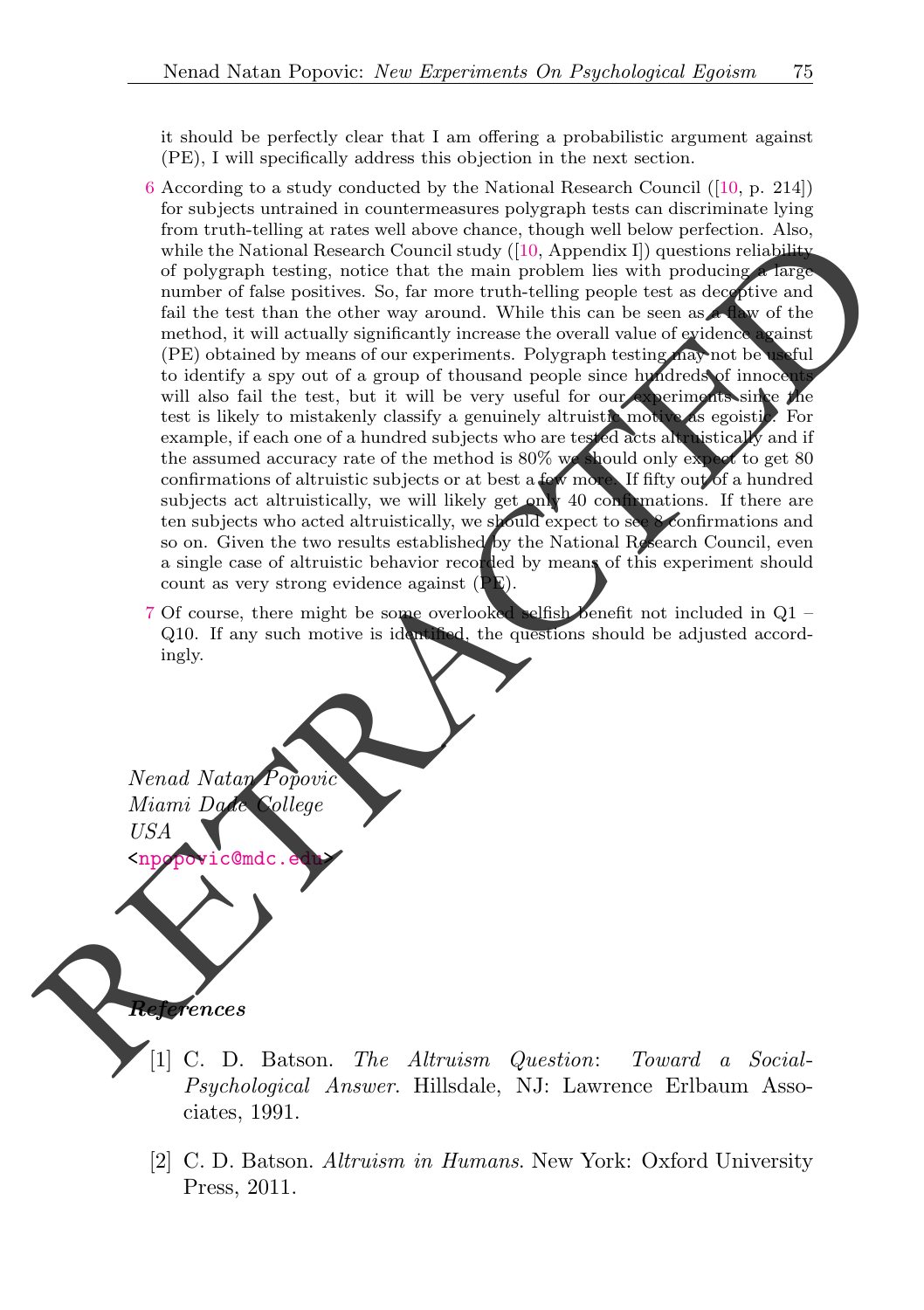it should be perfectly clear that I am offering a probabilistic argument against (PE), I will specifically address this objection in the next section.

6 According to a study conducted by the National Research Council ([10, p. 214]) for subjects untrained in countermeasures polygraph tests can discriminate lying from truth-telling at rates well above chance, though well below perfection. Also, while the National Research Council study ([10, Appendix I]) questions reliability of polygraph testing, notice that the main problem lies with producing a large number of false positives. So, far more truth-telling people test as deceptive and fail the test than the other way around. While this can be seen as a flaw of the method, it will actually significantly increase the overall value of evidence against (PE) obtained by means of our experiments. Polygraph testing may not be useful to identify a spy out of a group of thousand people since hundreds of innocents will also fail the test, but it will be very useful for our experiments since the test is likely to mistakenly classify a genuinely altruistic motive as egoistic. For example, if each one of a hundred subjects who are tested acts altruistically and if the assumed accuracy rate of the method is 80% we should only expect to get 80 confirmations of altruistic subjects or at best a few more. If fifty out of a hundred subjects act altruistically, we will likely get only 40 confirmations. If there are ten subjects who acted altruistically, we should expect to see 8 confirmations and so on. Given the two results established by the National Research Council, even a single case of altruistic behavior recorded by means of this experiment should count as very strong evidence against (PE).

7 Of course, there might be some overlooked selfish benefit not included in Q1 – Q10. If any such motive is identified, the questions should be adjusted accordingly.

*Nenad Natan Popovic*
*Miami Dade College*
*USA*
<npopovic@mdc.edu>

RETRACTED

***References***

[1] C. D. Batson. *The Altruism Question: Toward a Social-Psychological Answer*. Hillsdale, NJ: Lawrence Erlbaum Associates, 1991.

[2] C. D. Batson. *Altruism in Humans*. New York: Oxford University Press, 2011.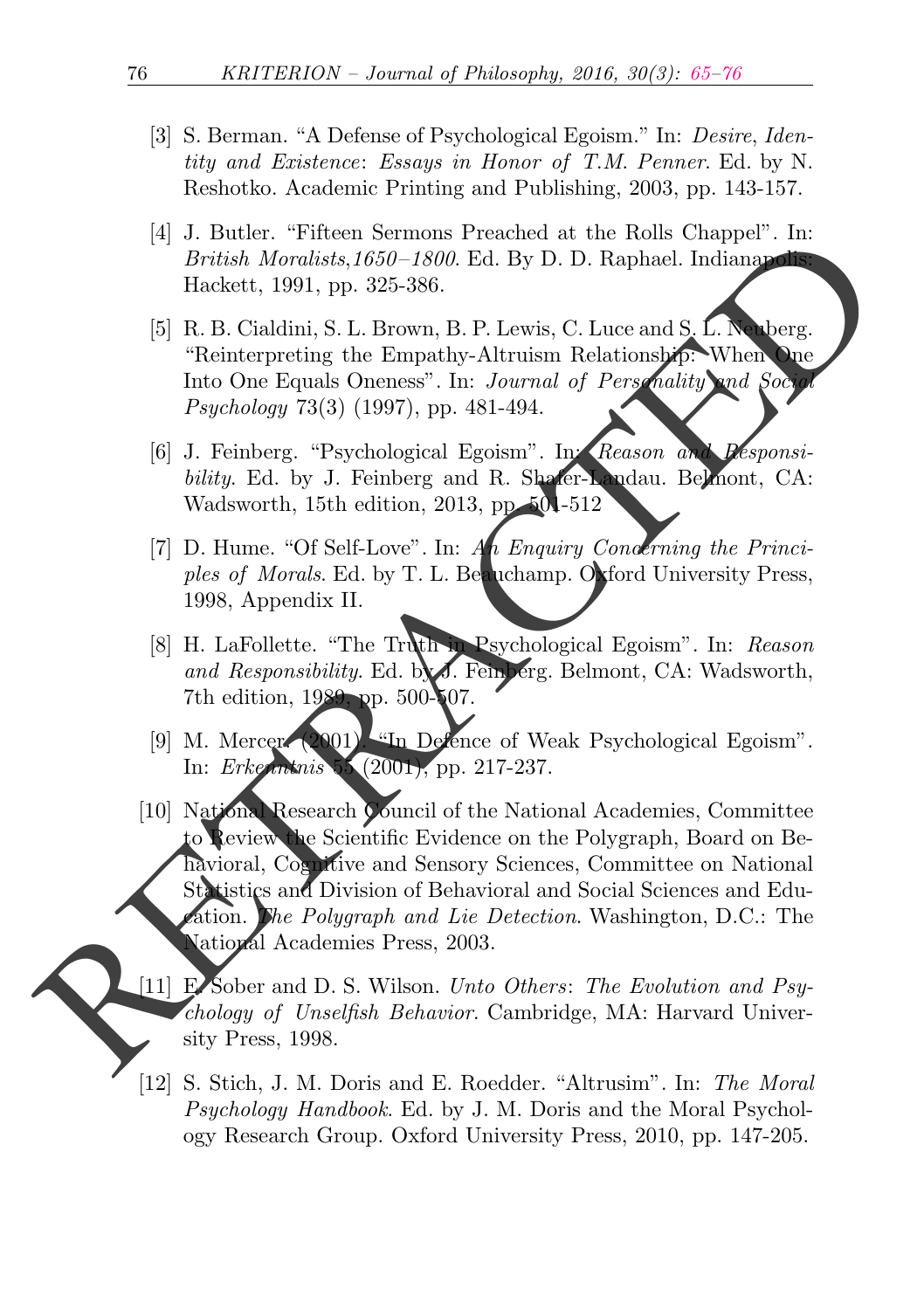[3] S. Berman. "A Defense of Psychological Egoism." In: *Desire, Identity and Existence: Essays in Honor of T.M. Penner*. Ed. by N. Reshotko. Academic Printing and Publishing, 2003, pp. 143-157.

[4] J. Butler. "Fifteen Sermons Preached at the Rolls Chappel". In: *British Moralists,1650–1800*. Ed. By D. D. Raphael. Indianapolis: Hackett, 1991, pp. 325-386.

[5] R. B. Cialdini, S. L. Brown, B. P. Lewis, C. Luce and S. L. Neuberg. "Reinterpreting the Empathy-Altruism Relationship: When One Into One Equals Oneness". In: *Journal of Personality and Social Psychology* 73(3) (1997), pp. 481-494.

[6] J. Feinberg. "Psychological Egoism". In: *Reason and Responsibility*. Ed. by J. Feinberg and R. Shafer-Landau. Belmont, CA: Wadsworth, 15th edition, 2013, pp. 501-512

[7] D. Hume. "Of Self-Love". In: *An Enquiry Concerning the Principles of Morals*. Ed. by T. L. Beauchamp. Oxford University Press, 1998, Appendix II.

[8] H. LaFollette. "The Truth in Psychological Egoism". In: *Reason and Responsibility*. Ed. by J. Feinberg. Belmont, CA: Wadsworth, 7th edition, 1989, pp. 500-507.

[9] M. Mercer. (2001). "In Defence of Weak Psychological Egoism". In: *Erkenntnis* 55 (2001), pp. 217-237.

[10] National Research Council of the National Academies, Committee to Review the Scientific Evidence on the Polygraph, Board on Behavioral, Cognitive and Sensory Sciences, Committee on National Statistics and Division of Behavioral and Social Sciences and Education. *The Polygraph and Lie Detection*. Washington, D.C.: The National Academies Press, 2003.

[11] E. Sober and D. S. Wilson. *Unto Others: The Evolution and Psychology of Unselfish Behavior*. Cambridge, MA: Harvard University Press, 1998.

[12] S. Stich, J. M. Doris and E. Roedder. "Altrusim". In: *The Moral Psychology Handbook*. Ed. by J. M. Doris and the Moral Psychology Research Group. Oxford University Press, 2010, pp. 147-205.